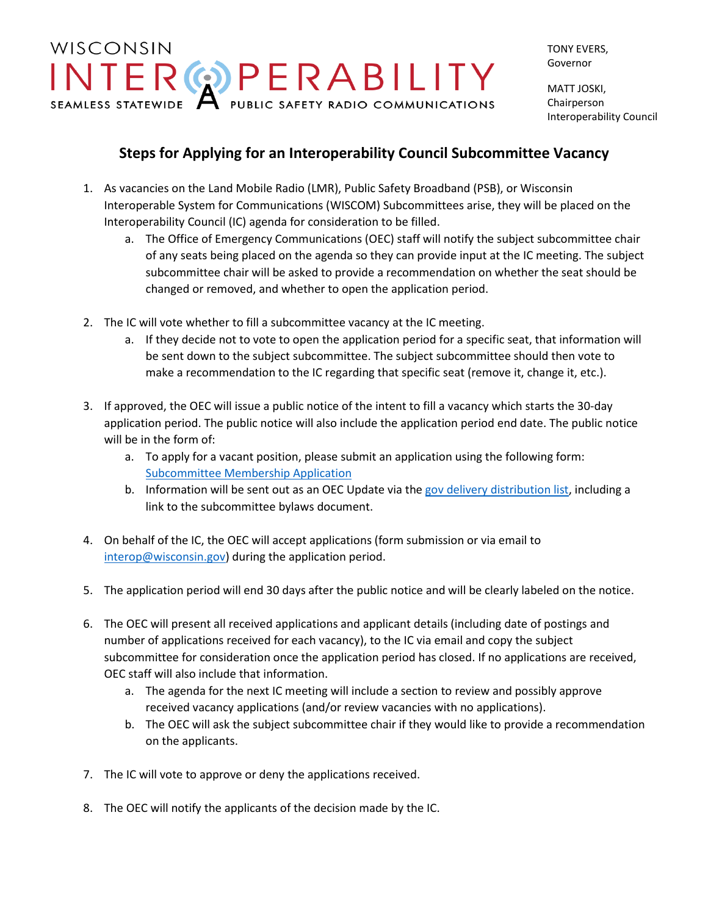WISCONSIN INTEROPERABILITY
SEAMLESS STATEWIDE PUBLIC SAFETY RADIO COMMUNICATIONS

TONY EVERS,
Governor

MATT JOSKI,
Chairperson
Interoperability Council

## Steps for Applying for an Interoperability Council Subcommittee Vacancy

1. As vacancies on the Land Mobile Radio (LMR), Public Safety Broadband (PSB), or Wisconsin Interoperable System for Communications (WISCOM) Subcommittees arise, they will be placed on the Interoperability Council (IC) agenda for consideration to be filled.
   a. The Office of Emergency Communications (OEC) staff will notify the subject subcommittee chair of any seats being placed on the agenda so they can provide input at the IC meeting. The subject subcommittee chair will be asked to provide a recommendation on whether the seat should be changed or removed, and whether to open the application period.

2. The IC will vote whether to fill a subcommittee vacancy at the IC meeting.
   a. If they decide not to vote to open the application period for a specific seat, that information will be sent down to the subject subcommittee. The subject subcommittee should then vote to make a recommendation to the IC regarding that specific seat (remove it, change it, etc.).

3. If approved, the OEC will issue a public notice of the intent to fill a vacancy which starts the 30-day application period. The public notice will also include the application period end date. The public notice will be in the form of:
   a. To apply for a vacant position, please submit an application using the following form: Subcommittee Membership Application
   b. Information will be sent out as an OEC Update via the gov delivery distribution list, including a link to the subcommittee bylaws document.

4. On behalf of the IC, the OEC will accept applications (form submission or via email to interop@wisconsin.gov) during the application period.

5. The application period will end 30 days after the public notice and will be clearly labeled on the notice.

6. The OEC will present all received applications and applicant details (including date of postings and number of applications received for each vacancy), to the IC via email and copy the subject subcommittee for consideration once the application period has closed. If no applications are received, OEC staff will also include that information.
   a. The agenda for the next IC meeting will include a section to review and possibly approve received vacancy applications (and/or review vacancies with no applications).
   b. The OEC will ask the subject subcommittee chair if they would like to provide a recommendation on the applicants.

7. The IC will vote to approve or deny the applications received.

8. The OEC will notify the applicants of the decision made by the IC.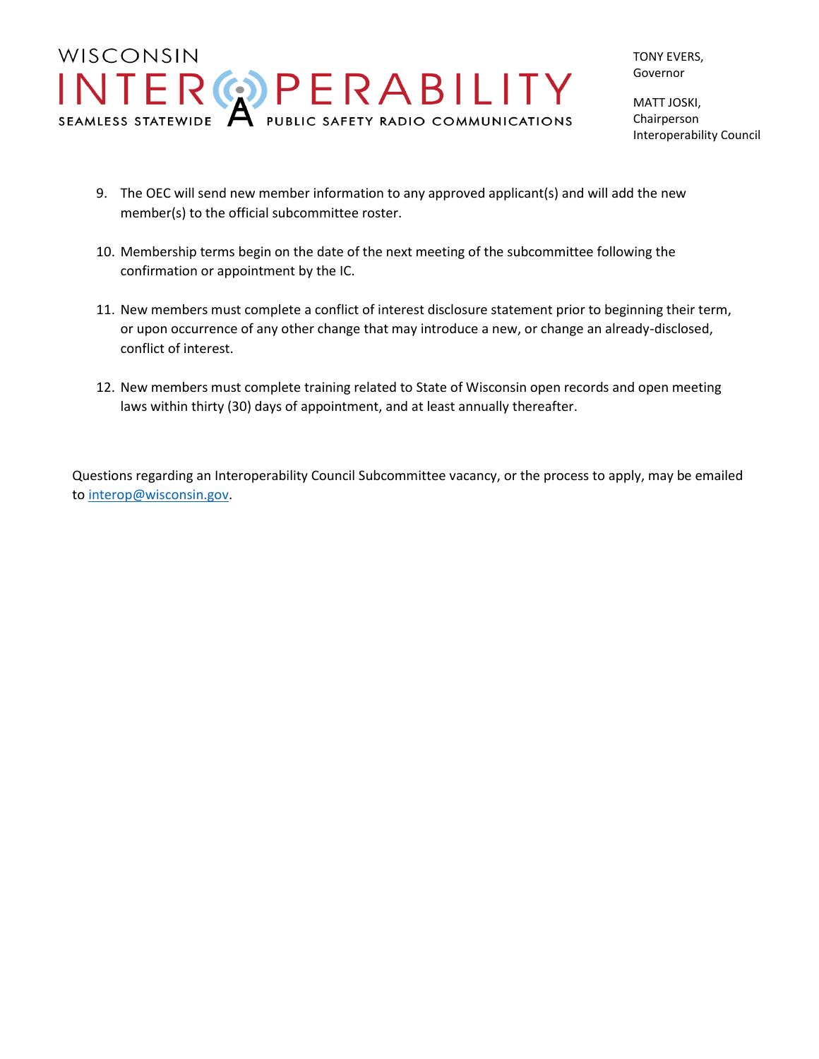9. The OEC will send new member information to any approved applicant(s) and will add the new member(s) to the official subcommittee roster.

10. Membership terms begin on the date of the next meeting of the subcommittee following the confirmation or appointment by the IC.

11. New members must complete a conflict of interest disclosure statement prior to beginning their term, or upon occurrence of any other change that may introduce a new, or change an already-disclosed, conflict of interest.

12. New members must complete training related to State of Wisconsin open records and open meeting laws within thirty (30) days of appointment, and at least annually thereafter.

Questions regarding an Interoperability Council Subcommittee vacancy, or the process to apply, may be emailed to interop@wisconsin.gov.